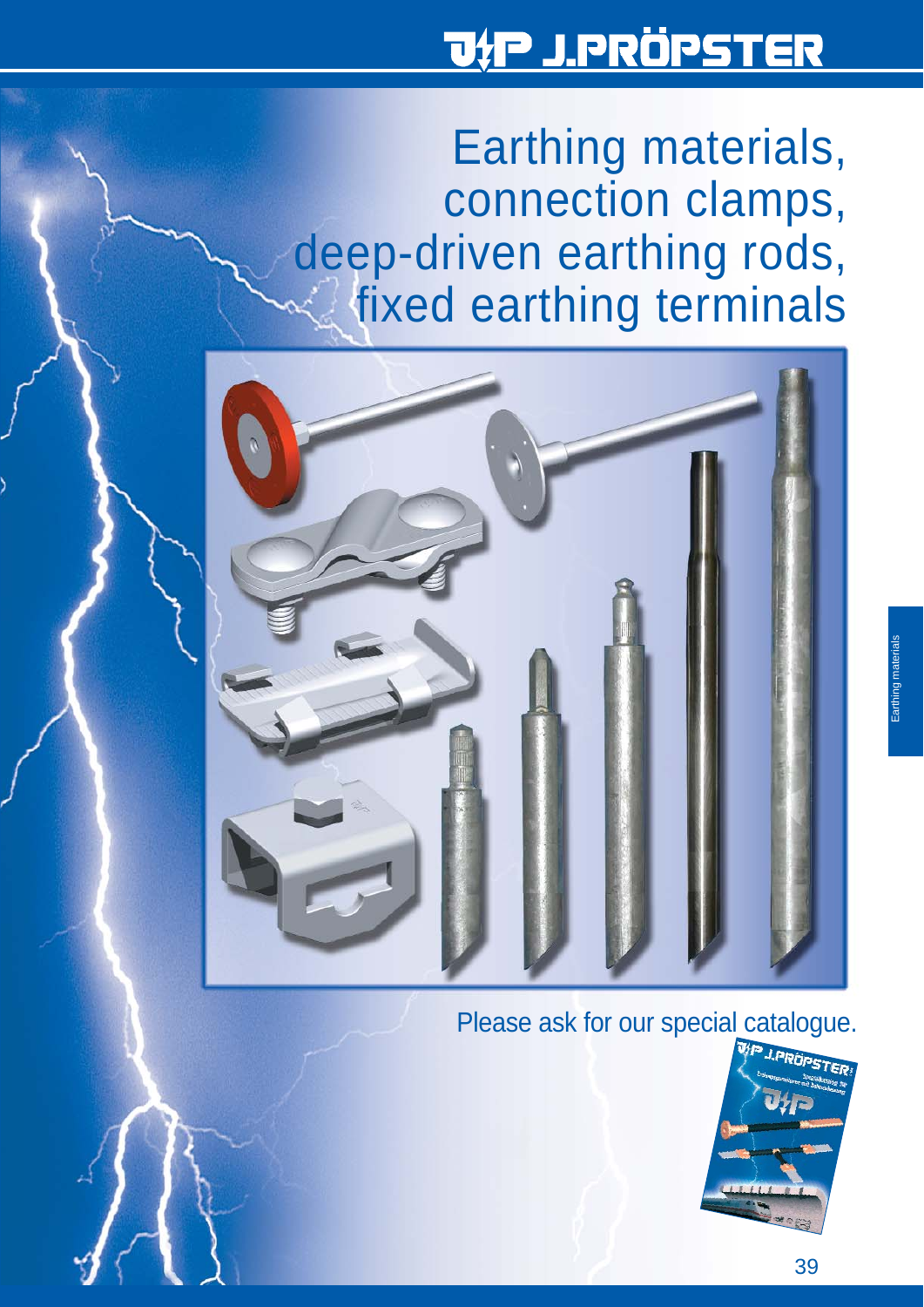# Earthing materials, connection clamps, deep-driven earthing rods, fixed earthing terminals

Please ask for our special catalogue.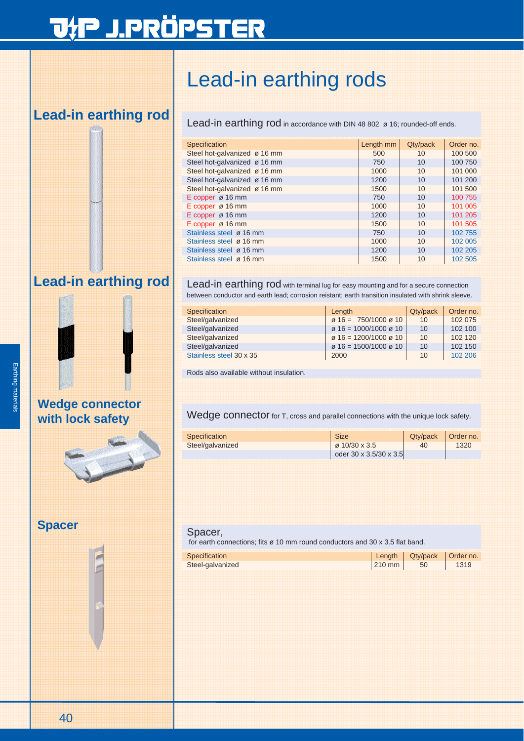# Lead-in earthing rods

## Lead-in earthing rod

**Lead-in earthing rod** in accordance with DIN 48 802 ø 16; rounded-off ends.

| Specification | Length mm | Qty/pack | Order no. |
|---|---|---|---|
| Steel hot-galvanized ø 16 mm | 500 | 10 | 100 500 |
| Steel hot-galvanized ø 16 mm | 750 | 10 | 100 750 |
| Steel hot-galvanized ø 16 mm | 1000 | 10 | 101 000 |
| Steel hot-galvanized ø 16 mm | 1200 | 10 | 101 200 |
| Steel hot-galvanized ø 16 mm | 1500 | 10 | 101 500 |
| E copper ø 16 mm | 750 | 10 | 100 755 |
| E copper ø 16 mm | 1000 | 10 | 101 005 |
| E copper ø 16 mm | 1200 | 10 | 101 205 |
| E copper ø 16 mm | 1500 | 10 | 101 505 |
| Stainless steel ø 16 mm | 750 | 10 | 102 755 |
| Stainless steel ø 16 mm | 1000 | 10 | 102 005 |
| Stainless steel ø 16 mm | 1200 | 10 | 102 205 |
| Stainless steel ø 16 mm | 1500 | 10 | 102 505 |

## Lead-in earthing rod

**Lead-in earthing rod** with terminal lug for easy mounting and for a secure connection between conductor and earth lead; corrosion reistant; earth transition insulated with shrink sleeve.

| Specification | Length | Qty/pack | Order no. |
|---|---|---|---|
| Steel/galvanized | ø 16 = 750/1000 ø 10 | 10 | 102 075 |
| Steel/galvanized | ø 16 = 1000/1000 ø 10 | 10 | 102 100 |
| Steel/galvanized | ø 16 = 1200/1000 ø 10 | 10 | 102 120 |
| Steel/galvanized | ø 16 = 1500/1000 ø 10 | 10 | 102 150 |
| Stainless steel 30 x 35 | 2000 | 10 | 102 206 |

Rods also available without insulation.

## Wedge connector with lock safety

**Wedge connector** for T, cross and parallel connections with the unique lock safety.

| Specification | Size | Qty/pack | Order no. |
|---|---|---|---|
| Steel/galvanized | ø 10/30 x 3.5 oder 30 x 3.5/30 x 3.5 | 40 | 1320 |

## Spacer

**Spacer,**
for earth connections; fits ø 10 mm round conductors and 30 x 3.5 flat band.

| Specification | Length | Qty/pack | Order no. |
|---|---|---|---|
| Steel-galvanized | 210 mm | 50 | 1319 |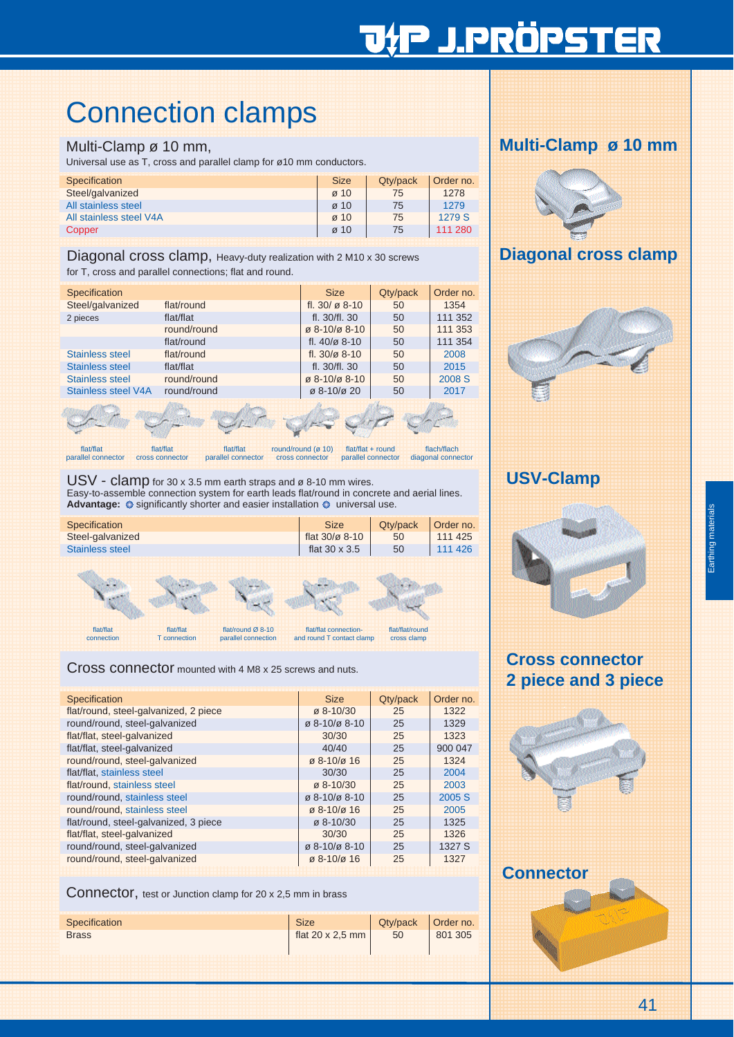# Connection clamps

## Multi-Clamp ø 10 mm,

Universal use as T, cross and parallel clamp for ø10 mm conductors.

| Specification | Size | Qty/pack | Order no. |
|---|---|---|---|
| Steel/galvanized | ø 10 | 75 | 1278 |
| All stainless steel | ø 10 | 75 | 1279 |
| All stainless steel V4A | ø 10 | 75 | 1279 S |
| Copper | ø 10 | 75 | 111 280 |

## Diagonal cross clamp, Heavy-duty realization with 2 M10 x 30 screws

for T, cross and parallel connections; flat and round.

| Specification | | Size | Qty/pack | Order no. |
|---|---|---|---|---|
| Steel/galvanized | flat/round | fl. 30/ ø 8-10 | 50 | 1354 |
| 2 pieces | flat/flat | fl. 30/fl. 30 | 50 | 111 352 |
| | round/round | ø 8-10/ø 8-10 | 50 | 111 353 |
| | flat/round | fl. 40/ø 8-10 | 50 | 111 354 |
| Stainless steel | flat/round | fl. 30/ø 8-10 | 50 | 2008 |
| Stainless steel | flat/flat | fl. 30/fl. 30 | 50 | 2015 |
| Stainless steel | round/round | ø 8-10/ø 8-10 | 50 | 2008 S |
| Stainless steel V4A | round/round | ø 8-10/ø 20 | 50 | 2017 |

flat/flat parallel connector · flat/flat cross connector · flat/flat parallel connector · round/round (ø 10) cross connector · flat/flat + round parallel connector · flach/flach diagonal connector

## USV - clamp for 30 x 3.5 mm earth straps and ø 8-10 mm wires.

Easy-to-assemble connection system for earth leads flat/round in concrete and aerial lines.
**Advantage:** significantly shorter and easier installation · universal use.

| Specification | Size | Qty/pack | Order no. |
|---|---|---|---|
| Steel-galvanized | flat 30/ø 8-10 | 50 | 111 425 |
| Stainless steel | flat 30 x 3.5 | 50 | 111 426 |

flat/flat connection · flat/flat T connection · flat/round Ø 8-10 parallel connection · flat/flat connection- and round T contact clamp · flat/flat/round cross clamp

## Cross connector mounted with 4 M8 x 25 screws and nuts.

| Specification | Size | Qty/pack | Order no. |
|---|---|---|---|
| flat/round, steel-galvanized, 2 piece | ø 8-10/30 | 25 | 1322 |
| round/round, steel-galvanized | ø 8-10/ø 8-10 | 25 | 1329 |
| flat/flat, steel-galvanized | 30/30 | 25 | 1323 |
| flat/flat, steel-galvanized | 40/40 | 25 | 900 047 |
| round/round, steel-galvanized | ø 8-10/ø 16 | 25 | 1324 |
| flat/flat, stainless steel | 30/30 | 25 | 2004 |
| flat/round, stainless steel | ø 8-10/30 | 25 | 2003 |
| round/round, stainless steel | ø 8-10/ø 8-10 | 25 | 2005 S |
| round/round, stainless steel | ø 8-10/ø 16 | 25 | 2005 |
| flat/round, steel-galvanized, 3 piece | ø 8-10/30 | 25 | 1325 |
| flat/flat, steel-galvanized | 30/30 | 25 | 1326 |
| round/round, steel-galvanized | ø 8-10/ø 8-10 | 25 | 1327 S |
| round/round, steel-galvanized | ø 8-10/ø 16 | 25 | 1327 |

## Connector, test or Junction clamp for 20 x 2,5 mm in brass

| Specification | Size | Qty/pack | Order no. |
|---|---|---|---|
| Brass | flat 20 x 2,5 mm | 50 | 801 305 |

**Multi-Clamp ø 10 mm**

**Diagonal cross clamp**

**USV-Clamp**

**Cross connector 2 piece and 3 piece**

**Connector**

Earthing materials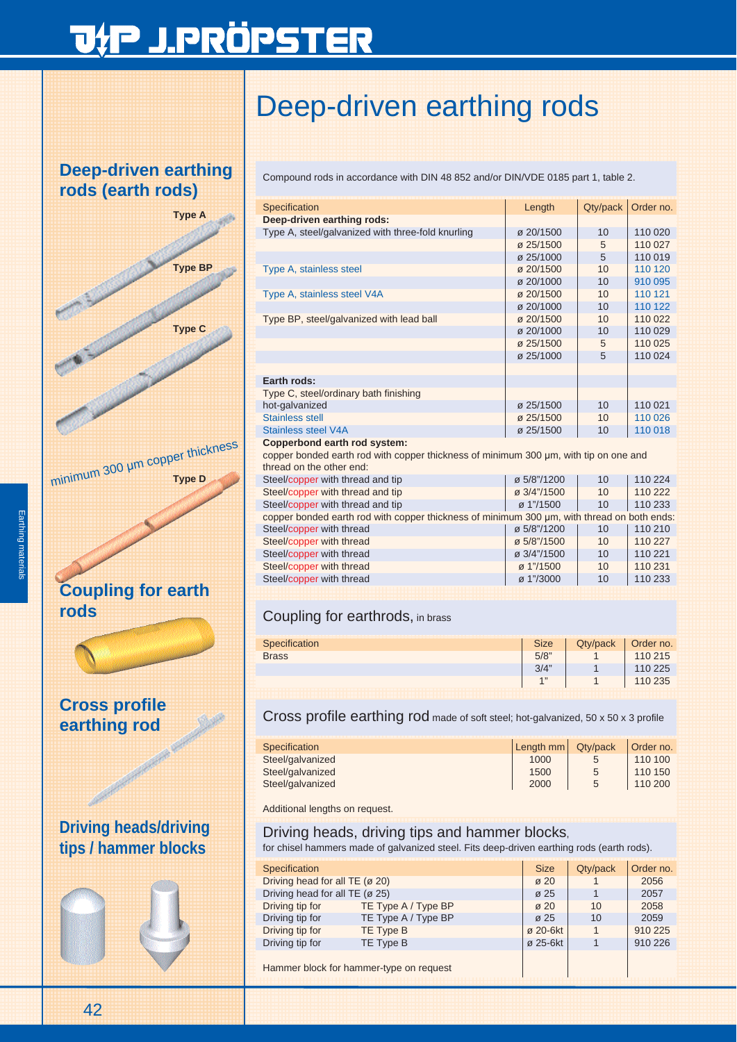# Deep-driven earthing rods

## Deep-driven earthing rods (earth rods)

Type A

Type BP

Type C

minimum 300 µm copper thickness

Type D

## Coupling for earth rods

## Cross profile earthing rod

## Driving heads/driving tips / hammer blocks

Compound rods in accordance with DIN 48 852 and/or DIN/VDE 0185 part 1, table 2.

| Specification | Length | Qty/pack | Order no. |
|---|---|---|---|
| **Deep-driven earthing rods:** | | | |
| Type A, steel/galvanized with three-fold knurling | ø 20/1500 | 10 | 110 020 |
| | ø 25/1500 | 5 | 110 027 |
| | ø 25/1000 | 5 | 110 019 |
| Type A, stainless steel | ø 20/1500 | 10 | 110 120 |
| | ø 20/1000 | 10 | 910 095 |
| Type A, stainless steel V4A | ø 20/1500 | 10 | 110 121 |
| | ø 20/1000 | 10 | 110 122 |
| Type BP, steel/galvanized with lead ball | ø 20/1500 | 10 | 110 022 |
| | ø 20/1000 | 10 | 110 029 |
| | ø 25/1500 | 5 | 110 025 |
| | ø 25/1000 | 5 | 110 024 |
| **Earth rods:** | | | |
| Type C, steel/ordinary bath finishing | | | |
| hot-galvanized | ø 25/1500 | 10 | 110 021 |
| Stainless stell | ø 25/1500 | 10 | 110 026 |
| Stainless steel V4A | ø 25/1500 | 10 | 110 018 |
| **Copperbond earth rod system:** | | | |
| copper bonded earth rod with copper thickness of minimum 300 µm, with tip on one and thread on the other end: | | | |
| Steel/copper with thread and tip | ø 5/8"/1200 | 10 | 110 224 |
| Steel/copper with thread and tip | ø 3/4"/1500 | 10 | 110 222 |
| Steel/copper with thread and tip | ø 1"/1500 | 10 | 110 233 |
| copper bonded earth rod with copper thickness of minimum 300 µm, with thread on both ends: | | | |
| Steel/copper with thread | ø 5/8"/1200 | 10 | 110 210 |
| Steel/copper with thread | ø 5/8"/1500 | 10 | 110 227 |
| Steel/copper with thread | ø 3/4"/1500 | 10 | 110 221 |
| Steel/copper with thread | ø 1"/1500 | 10 | 110 231 |
| Steel/copper with thread | ø 1"/3000 | 10 | 110 233 |

### Coupling for earthrods, in brass

| Specification | Size | Qty/pack | Order no. |
|---|---|---|---|
| Brass | 5/8" | 1 | 110 215 |
| | 3/4" | 1 | 110 225 |
| | 1" | 1 | 110 235 |

### Cross profile earthing rod made of soft steel; hot-galvanized, 50 x 50 x 3 profile

| Specification | Length mm | Qty/pack | Order no. |
|---|---|---|---|
| Steel/galvanized | 1000 | 5 | 110 100 |
| Steel/galvanized | 1500 | 5 | 110 150 |
| Steel/galvanized | 2000 | 5 | 110 200 |

Additional lengths on request.

### Driving heads, driving tips and hammer blocks,

for chisel hammers made of galvanized steel. Fits deep-driven earthing rods (earth rods).

| Specification | | Size | Qty/pack | Order no. |
|---|---|---|---|---|
| Driving head for all TE (ø 20) | | ø 20 | 1 | 2056 |
| Driving head for all TE (ø 25) | | ø 25 | 1 | 2057 |
| Driving tip for | TE Type A / Type BP | ø 20 | 10 | 2058 |
| Driving tip for | TE Type A / Type BP | ø 25 | 10 | 2059 |
| Driving tip for | TE Type B | ø 20-6kt | 1 | 910 225 |
| Driving tip for | TE Type B | ø 25-6kt | 1 | 910 226 |

Hammer block for hammer-type on request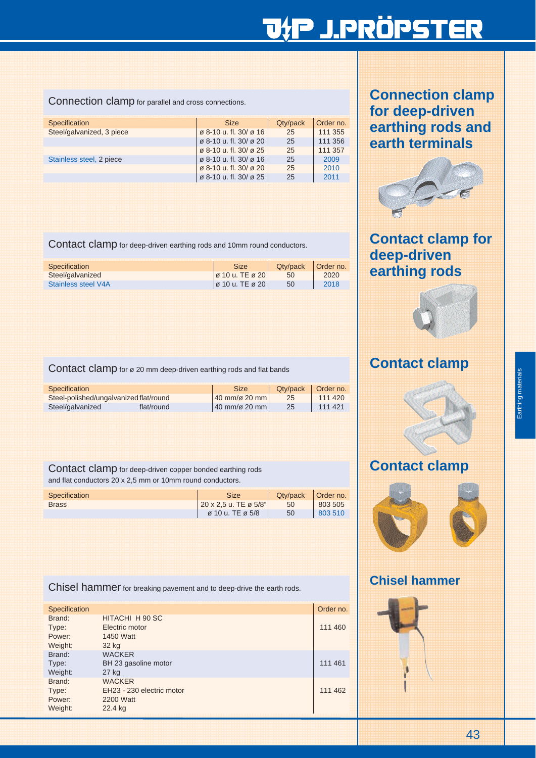## Connection clamp for deep-driven earthing rods and earth terminals

**Connection clamp** for parallel and cross connections.

| Specification | Size | Qty/pack | Order no. |
|---|---|---|---|
| Steel/galvanized, 3 piece | ø 8-10 u. fl. 30/ ø 16 | 25 | 111 355 |
| | ø 8-10 u. fl. 30/ ø 20 | 25 | 111 356 |
| | ø 8-10 u. fl. 30/ ø 25 | 25 | 111 357 |
| Stainless steel, 2 piece | ø 8-10 u. fl. 30/ ø 16 | 25 | 2009 |
| | ø 8-10 u. fl. 30/ ø 20 | 25 | 2010 |
| | ø 8-10 u. fl. 30/ ø 25 | 25 | 2011 |

## Contact clamp for deep-driven earthing rods

**Contact clamp** for deep-driven earthing rods and 10mm round conductors.

| Specification | Size | Qty/pack | Order no. |
|---|---|---|---|
| Steel/galvanized | ø 10 u. TE ø 20 | 50 | 2020 |
| Stainless steel V4A | ø 10 u. TE ø 20 | 50 | 2018 |

## Contact clamp

**Contact clamp** for ø 20 mm deep-driven earthing rods and flat bands

| Specification | Size | Qty/pack | Order no. |
|---|---|---|---|
| Steel-polished/ungalvanized flat/round | 40 mm/ø 20 mm | 25 | 111 420 |
| Steel/galvanized flat/round | 40 mm/ø 20 mm | 25 | 111 421 |

## Contact clamp

**Contact clamp** for deep-driven copper bonded earthing rods and flat conductors 20 x 2,5 mm or 10mm round conductors.

| Specification | Size | Qty/pack | Order no. |
|---|---|---|---|
| Brass | 20 x 2,5 u. TE ø 5/8" | 50 | 803 505 |
| | ø 10 u. TE ø 5/8 | 50 | 803 510 |

## Chisel hammer

**Chisel hammer** for breaking pavement and to deep-drive the earth rods.

| Specification | | Order no. |
|---|---|---|
| Brand: | HITACHI H 90 SC | 111 460 |
| Type: | Electric motor | |
| Power: | 1450 Watt | |
| Weight: | 32 kg | |
| Brand: | WACKER | 111 461 |
| Type: | BH 23 gasoline motor | |
| Weight: | 27 kg | |
| Brand: | WACKER | 111 462 |
| Type: | EH23 - 230 electric motor | |
| Power: | 2200 Watt | |
| Weight: | 22.4 kg | |

Earthing materials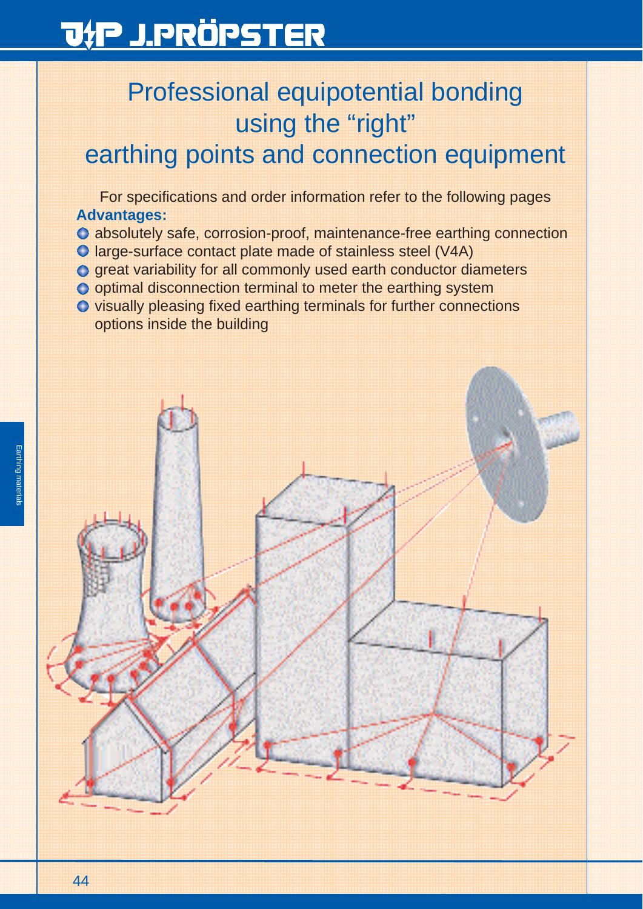# Professional equipotential bonding using the “right” earthing points and connection equipment

For specifications and order information refer to the following pages

**Advantages:**

- absolutely safe, corrosion-proof, maintenance-free earthing connection
- large-surface contact plate made of stainless steel (V4A)
- great variability for all commonly used earth conductor diameters
- optimal disconnection terminal to meter the earthing system
- visually pleasing fixed earthing terminals for further connections options inside the building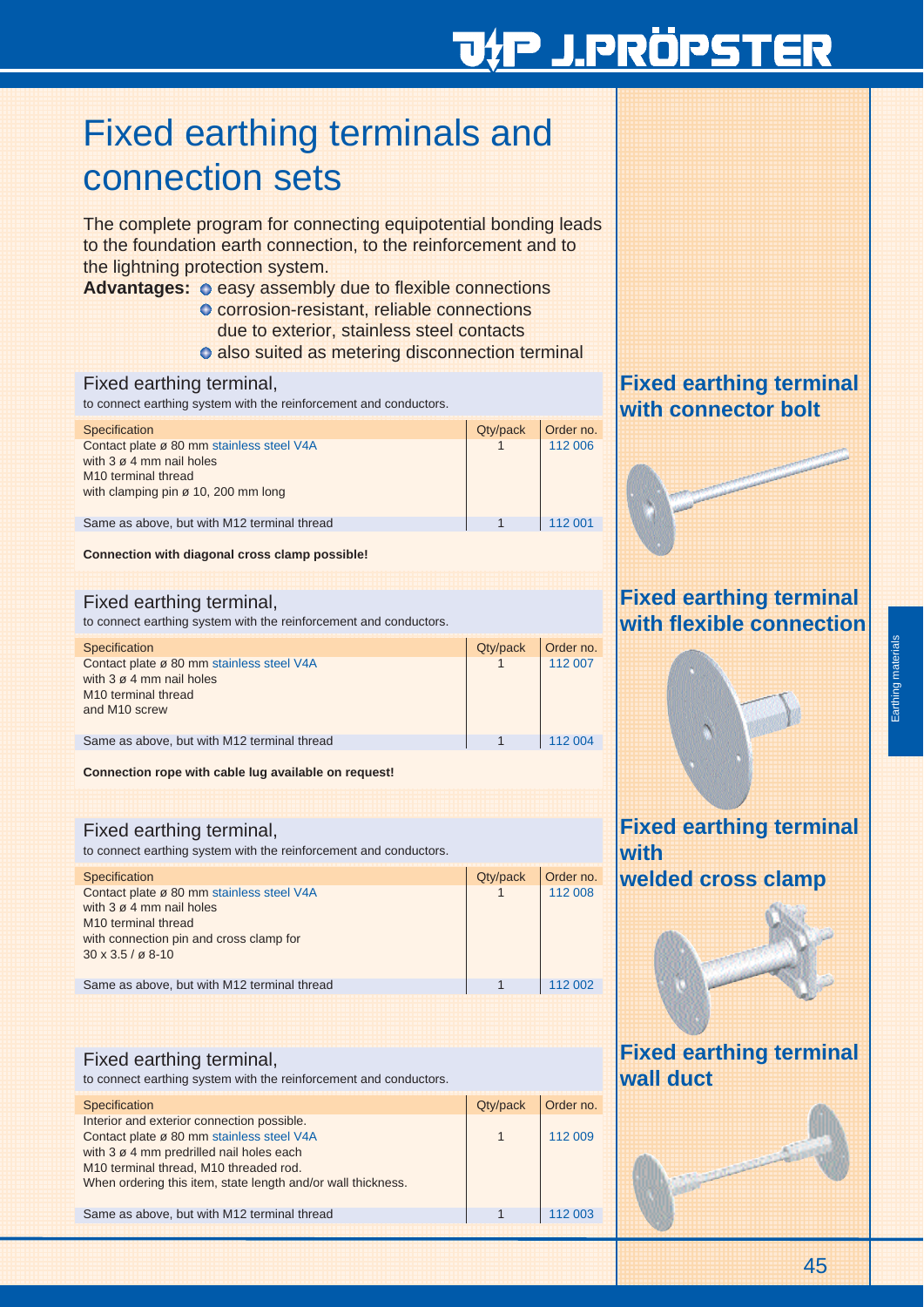# Fixed earthing terminals and connection sets

The complete program for connecting equipotential bonding leads to the foundation earth connection, to the reinforcement and to the lightning protection system.

**Advantages:**
- easy assembly due to flexible connections
- corrosion-resistant, reliable connections due to exterior, stainless steel contacts
- also suited as metering disconnection terminal

## Fixed earthing terminal with connector bolt

Fixed earthing terminal,
to connect earthing system with the reinforcement and conductors.

| Specification | Qty/pack | Order no. |
|---|---|---|
| Contact plate ø 80 mm stainless steel V4A with 3 ø 4 mm nail holes M10 terminal thread with clamping pin ø 10, 200 mm long | 1 | 112 006 |
| Same as above, but with M12 terminal thread | 1 | 112 001 |

**Connection with diagonal cross clamp possible!**

## Fixed earthing terminal with flexible connection

Fixed earthing terminal,
to connect earthing system with the reinforcement and conductors.

| Specification | Qty/pack | Order no. |
|---|---|---|
| Contact plate ø 80 mm stainless steel V4A with 3 ø 4 mm nail holes M10 terminal thread and M10 screw | 1 | 112 007 |
| Same as above, but with M12 terminal thread | 1 | 112 004 |

**Connection rope with cable lug available on request!**

## Fixed earthing terminal with welded cross clamp

Fixed earthing terminal,
to connect earthing system with the reinforcement and conductors.

| Specification | Qty/pack | Order no. |
|---|---|---|
| Contact plate ø 80 mm stainless steel V4A with 3 ø 4 mm nail holes M10 terminal thread with connection pin and cross clamp for 30 x 3.5 / ø 8-10 | 1 | 112 008 |
| Same as above, but with M12 terminal thread | 1 | 112 002 |

## Fixed earthing terminal wall duct

Fixed earthing terminal,
to connect earthing system with the reinforcement and conductors.

| Specification | Qty/pack | Order no. |
|---|---|---|
| Interior and exterior connection possible. Contact plate ø 80 mm stainless steel V4A with 3 ø 4 mm predrilled nail holes each M10 terminal thread, M10 threaded rod. When ordering this item, state length and/or wall thickness. | 1 | 112 009 |
| Same as above, but with M12 terminal thread | 1 | 112 003 |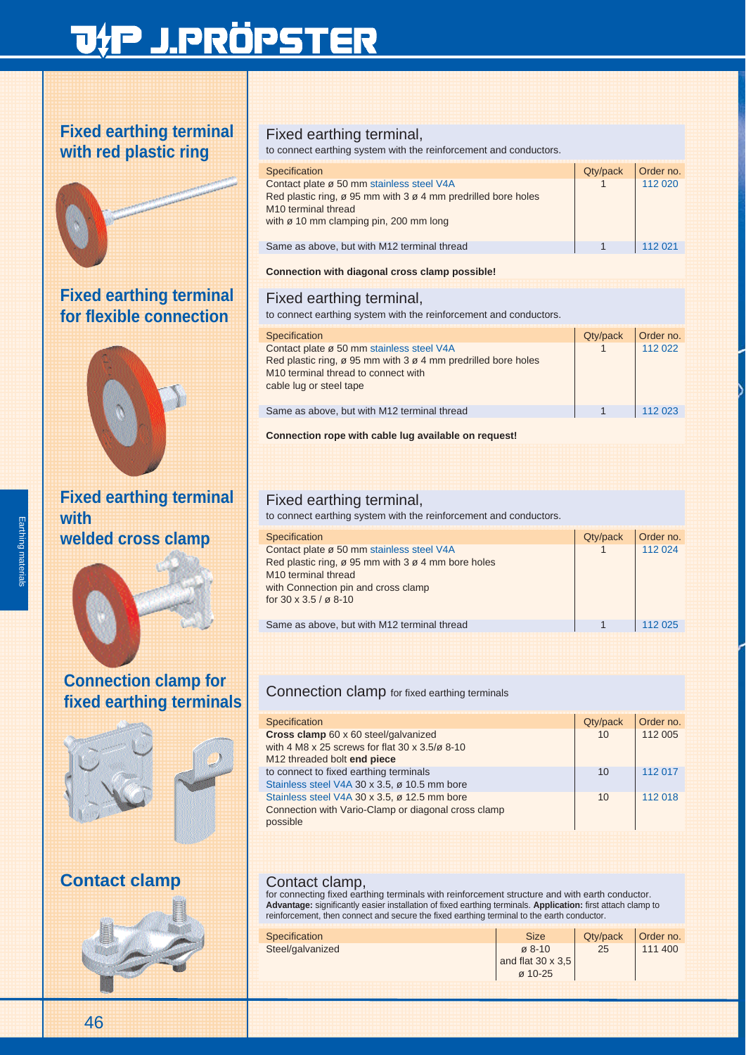# J.PRÖPSTER

## Fixed earthing terminal with red plastic ring

### Fixed earthing terminal,

to connect earthing system with the reinforcement and conductors.

| Specification | Qty/pack | Order no. |
|---|---|---|
| Contact plate ø 50 mm stainless steel V4A<br>Red plastic ring, ø 95 mm with 3 ø 4 mm predrilled bore holes<br>M10 terminal thread<br>with ø 10 mm clamping pin, 200 mm long | 1 | 112 020 |
| Same as above, but with M12 terminal thread | 1 | 112 021 |

**Connection with diagonal cross clamp possible!**

## Fixed earthing terminal for flexible connection

### Fixed earthing terminal,

to connect earthing system with the reinforcement and conductors.

| Specification | Qty/pack | Order no. |
|---|---|---|
| Contact plate ø 50 mm stainless steel V4A<br>Red plastic ring, ø 95 mm with 3 ø 4 mm predrilled bore holes<br>M10 terminal thread to connect with<br>cable lug or steel tape | 1 | 112 022 |
| Same as above, but with M12 terminal thread | 1 | 112 023 |

**Connection rope with cable lug available on request!**

## Fixed earthing terminal with welded cross clamp

### Fixed earthing terminal,

to connect earthing system with the reinforcement and conductors.

| Specification | Qty/pack | Order no. |
|---|---|---|
| Contact plate ø 50 mm stainless steel V4A<br>Red plastic ring, ø 95 mm with 3 ø 4 mm bore holes<br>M10 terminal thread<br>with Connection pin and cross clamp<br>for 30 x 3.5 / ø 8-10 | 1 | 112 024 |
| Same as above, but with M12 terminal thread | 1 | 112 025 |

## Connection clamp for fixed earthing terminals

### Connection clamp for fixed earthing terminals

| Specification | Qty/pack | Order no. |
|---|---|---|
| **Cross clamp** 60 x 60 steel/galvanized<br>with 4 M8 x 25 screws for flat 30 x 3.5/ø 8-10<br>M12 threaded bolt **end piece** | 10 | 112 005 |
| to connect to fixed earthing terminals<br>Stainless steel V4A 30 x 3.5, ø 10.5 mm bore | 10 | 112 017 |
| Stainless steel V4A 30 x 3.5, ø 12.5 mm bore<br>Connection with Vario-Clamp or diagonal cross clamp possible | 10 | 112 018 |

## Contact clamp

### Contact clamp,

for connecting fixed earthing terminals with reinforcement structure and with earth conductor.
**Advantage:** significantly easier installation of fixed earthing terminals. **Application:** first attach clamp to reinforcement, then connect and secure the fixed earthing terminal to the earth conductor.

| Specification | Size | Qty/pack | Order no. |
|---|---|---|---|
| Steel/galvanized | ø 8-10<br>and flat 30 x 3,5<br>ø 10-25 | 25 | 111 400 |

Earthing materials